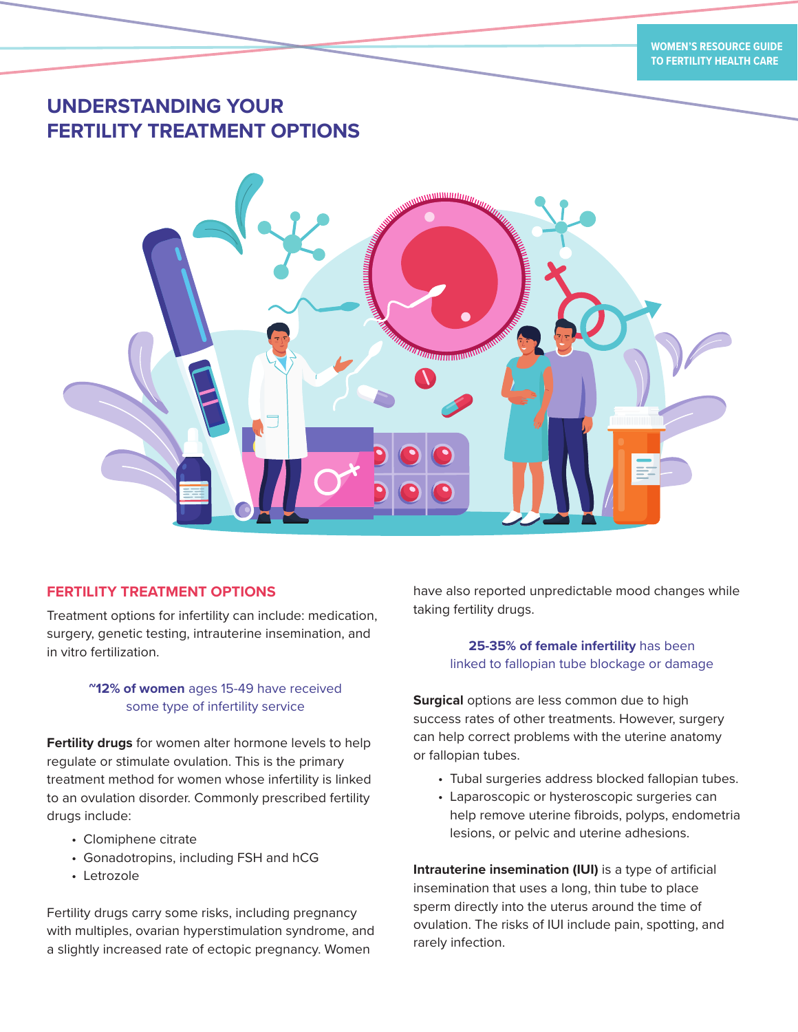# UNDERSTANDING YOUR FERTILITY TREATMENT OPTIONS

## FERTILITY TREATMENT OPTIONS

Treatment options for infertility can include: medication, surgery, genetic testing, intrauterine insemination, and in vitro fertilization.

**~12% of women** ages 15-49 have received some type of infertility service

**Fertility drugs** for women alter hormone levels to help regulate or stimulate ovulation. This is the primary treatment method for women whose infertility is linked to an ovulation disorder. Commonly prescribed fertility drugs include:

- Clomiphene citrate
- Gonadotropins, including FSH and hCG
- Letrozole

Fertility drugs carry some risks, including pregnancy with multiples, ovarian hyperstimulation syndrome, and a slightly increased rate of ectopic pregnancy. Women have also reported unpredictable mood changes while taking fertility drugs.

**25-35% of female infertility** has been linked to fallopian tube blockage or damage

**Surgical** options are less common due to high success rates of other treatments. However, surgery can help correct problems with the uterine anatomy or fallopian tubes.

- Tubal surgeries address blocked fallopian tubes.
- Laparoscopic or hysteroscopic surgeries can help remove uterine fibroids, polyps, endometria lesions, or pelvic and uterine adhesions.

**Intrauterine insemination (IUI)** is a type of artificial insemination that uses a long, thin tube to place sperm directly into the uterus around the time of ovulation. The risks of IUI include pain, spotting, and rarely infection.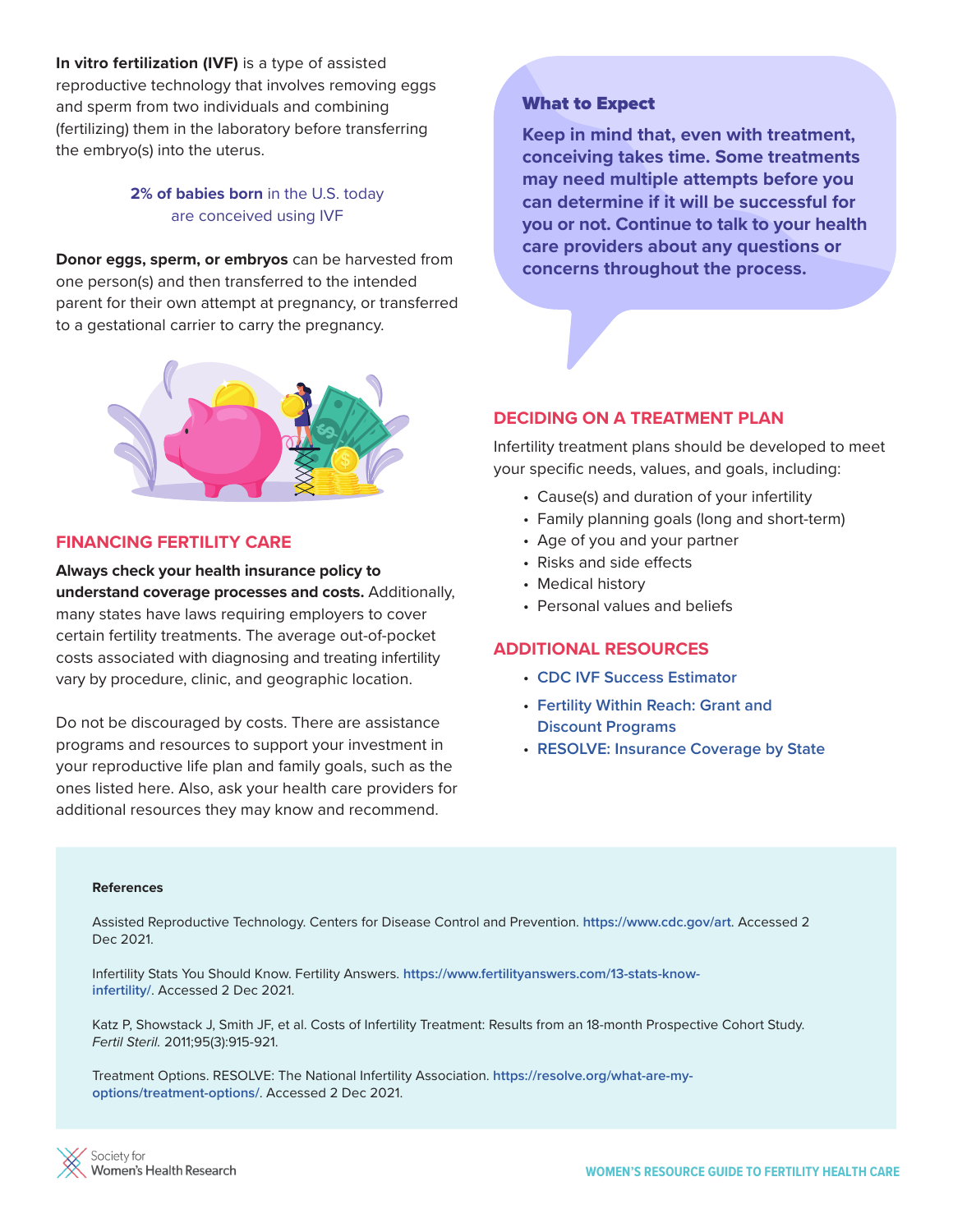**In vitro fertilization (IVF)** is a type of assisted reproductive technology that involves removing eggs and sperm from two individuals and combining (fertilizing) them in the laboratory before transferring the embryo(s) into the uterus.

**2% of babies born** in the U.S. today are conceived using IVF

**Donor eggs, sperm, or embryos** can be harvested from one person(s) and then transferred to the intended parent for their own attempt at pregnancy, or transferred to a gestational carrier to carry the pregnancy.

## FINANCING FERTILITY CARE

**Always check your health insurance policy to understand coverage processes and costs.** Additionally, many states have laws requiring employers to cover certain fertility treatments. The average out-of-pocket costs associated with diagnosing and treating infertility vary by procedure, clinic, and geographic location.

Do not be discouraged by costs. There are assistance programs and resources to support your investment in your reproductive life plan and family goals, such as the ones listed here. Also, ask your health care providers for additional resources they may know and recommend.

### What to Expect

**Keep in mind that, even with treatment, conceiving takes time. Some treatments may need multiple attempts before you can determine if it will be successful for you or not. Continue to talk to your health care providers about any questions or concerns throughout the process.**

## DECIDING ON A TREATMENT PLAN

Infertility treatment plans should be developed to meet your specific needs, values, and goals, including:

- Cause(s) and duration of your infertility
- Family planning goals (long and short-term)
- Age of you and your partner
- Risks and side effects
- Medical history
- Personal values and beliefs

## ADDITIONAL RESOURCES

- CDC IVF Success Estimator
- Fertility Within Reach: Grant and Discount Programs
- RESOLVE: Insurance Coverage by State

**References**

Assisted Reproductive Technology. Centers for Disease Control and Prevention. https://www.cdc.gov/art. Accessed 2 Dec 2021.

Infertility Stats You Should Know. Fertility Answers. https://www.fertilityanswers.com/13-stats-know-infertility/. Accessed 2 Dec 2021.

Katz P, Showstack J, Smith JF, et al. Costs of Infertility Treatment: Results from an 18-month Prospective Cohort Study. *Fertil Steril.* 2011;95(3):915-921.

Treatment Options. RESOLVE: The National Infertility Association. https://resolve.org/what-are-my-options/treatment-options/. Accessed 2 Dec 2021.

Society for Women's Health Research